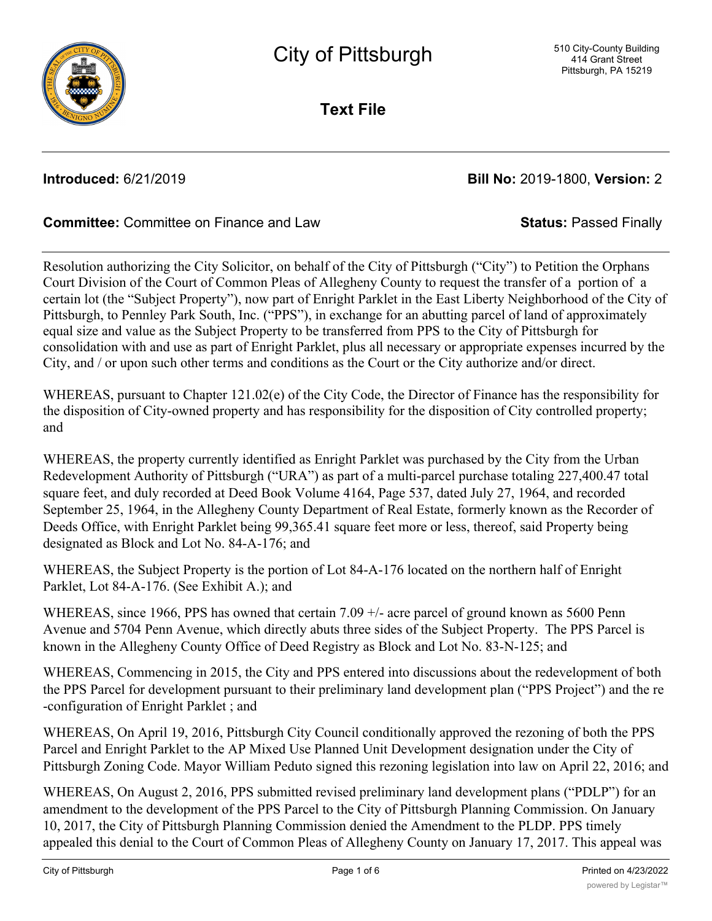# City of Pittsburgh

510 City-County Building
414 Grant Street
Pittsburgh, PA 15219

## Text File

**Introduced:** 6/21/2019 **Bill No:** 2019-1800, **Version:** 2

**Committee:** Committee on Finance and Law **Status:** Passed Finally

---

Resolution authorizing the City Solicitor, on behalf of the City of Pittsburgh ("City") to Petition the Orphans Court Division of the Court of Common Pleas of Allegheny County to request the transfer of a portion of a certain lot (the "Subject Property"), now part of Enright Parklet in the East Liberty Neighborhood of the City of Pittsburgh, to Pennley Park South, Inc. ("PPS"), in exchange for an abutting parcel of land of approximately equal size and value as the Subject Property to be transferred from PPS to the City of Pittsburgh for consolidation with and use as part of Enright Parklet, plus all necessary or appropriate expenses incurred by the City, and / or upon such other terms and conditions as the Court or the City authorize and/or direct.

WHEREAS, pursuant to Chapter 121.02(e) of the City Code, the Director of Finance has the responsibility for the disposition of City-owned property and has responsibility for the disposition of City controlled property; and

WHEREAS, the property currently identified as Enright Parklet was purchased by the City from the Urban Redevelopment Authority of Pittsburgh ("URA") as part of a multi-parcel purchase totaling 227,400.47 total square feet, and duly recorded at Deed Book Volume 4164, Page 537, dated July 27, 1964, and recorded September 25, 1964, in the Allegheny County Department of Real Estate, formerly known as the Recorder of Deeds Office, with Enright Parklet being 99,365.41 square feet more or less, thereof, said Property being designated as Block and Lot No. 84-A-176; and

WHEREAS, the Subject Property is the portion of Lot 84-A-176 located on the northern half of Enright Parklet, Lot 84-A-176. (See Exhibit A.); and

WHEREAS, since 1966, PPS has owned that certain 7.09 +/- acre parcel of ground known as 5600 Penn Avenue and 5704 Penn Avenue, which directly abuts three sides of the Subject Property. The PPS Parcel is known in the Allegheny County Office of Deed Registry as Block and Lot No. 83-N-125; and

WHEREAS, Commencing in 2015, the City and PPS entered into discussions about the redevelopment of both the PPS Parcel for development pursuant to their preliminary land development plan ("PPS Project") and the re-configuration of Enright Parklet ; and

WHEREAS, On April 19, 2016, Pittsburgh City Council conditionally approved the rezoning of both the PPS Parcel and Enright Parklet to the AP Mixed Use Planned Unit Development designation under the City of Pittsburgh Zoning Code. Mayor William Peduto signed this rezoning legislation into law on April 22, 2016; and

WHEREAS, On August 2, 2016, PPS submitted revised preliminary land development plans ("PDLP") for an amendment to the development of the PPS Parcel to the City of Pittsburgh Planning Commission. On January 10, 2017, the City of Pittsburgh Planning Commission denied the Amendment to the PLDP. PPS timely appealed this denial to the Court of Common Pleas of Allegheny County on January 17, 2017. This appeal was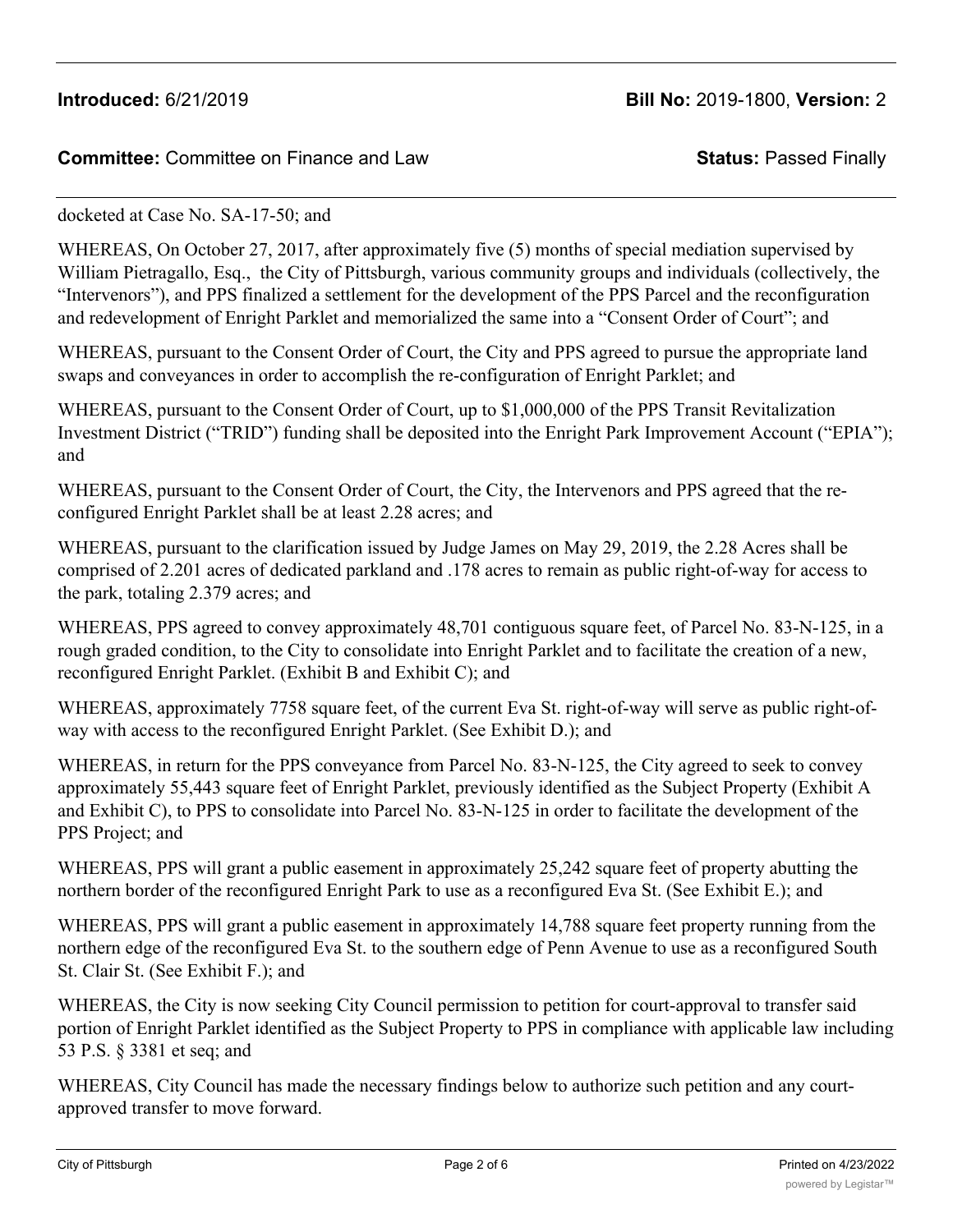docketed at Case No. SA-17-50; and

WHEREAS, On October 27, 2017, after approximately five (5) months of special mediation supervised by William Pietragallo, Esq., the City of Pittsburgh, various community groups and individuals (collectively, the "Intervenors"), and PPS finalized a settlement for the development of the PPS Parcel and the reconfiguration and redevelopment of Enright Parklet and memorialized the same into a "Consent Order of Court"; and

WHEREAS, pursuant to the Consent Order of Court, the City and PPS agreed to pursue the appropriate land swaps and conveyances in order to accomplish the re-configuration of Enright Parklet; and

WHEREAS, pursuant to the Consent Order of Court, up to $1,000,000 of the PPS Transit Revitalization Investment District ("TRID") funding shall be deposited into the Enright Park Improvement Account ("EPIA"); and

WHEREAS, pursuant to the Consent Order of Court, the City, the Intervenors and PPS agreed that the re-configured Enright Parklet shall be at least 2.28 acres; and

WHEREAS, pursuant to the clarification issued by Judge James on May 29, 2019, the 2.28 Acres shall be comprised of 2.201 acres of dedicated parkland and .178 acres to remain as public right-of-way for access to the park, totaling 2.379 acres; and

WHEREAS, PPS agreed to convey approximately 48,701 contiguous square feet, of Parcel No. 83-N-125, in a rough graded condition, to the City to consolidate into Enright Parklet and to facilitate the creation of a new, reconfigured Enright Parklet. (Exhibit B and Exhibit C); and

WHEREAS, approximately 7758 square feet, of the current Eva St. right-of-way will serve as public right-of-way with access to the reconfigured Enright Parklet. (See Exhibit D.); and

WHEREAS, in return for the PPS conveyance from Parcel No. 83-N-125, the City agreed to seek to convey approximately 55,443 square feet of Enright Parklet, previously identified as the Subject Property (Exhibit A and Exhibit C), to PPS to consolidate into Parcel No. 83-N-125 in order to facilitate the development of the PPS Project; and

WHEREAS, PPS will grant a public easement in approximately 25,242 square feet of property abutting the northern border of the reconfigured Enright Park to use as a reconfigured Eva St. (See Exhibit E.); and

WHEREAS, PPS will grant a public easement in approximately 14,788 square feet property running from the northern edge of the reconfigured Eva St. to the southern edge of Penn Avenue to use as a reconfigured South St. Clair St. (See Exhibit F.); and

WHEREAS, the City is now seeking City Council permission to petition for court-approval to transfer said portion of Enright Parklet identified as the Subject Property to PPS in compliance with applicable law including 53 P.S. § 3381 et seq; and

WHEREAS, City Council has made the necessary findings below to authorize such petition and any court-approved transfer to move forward.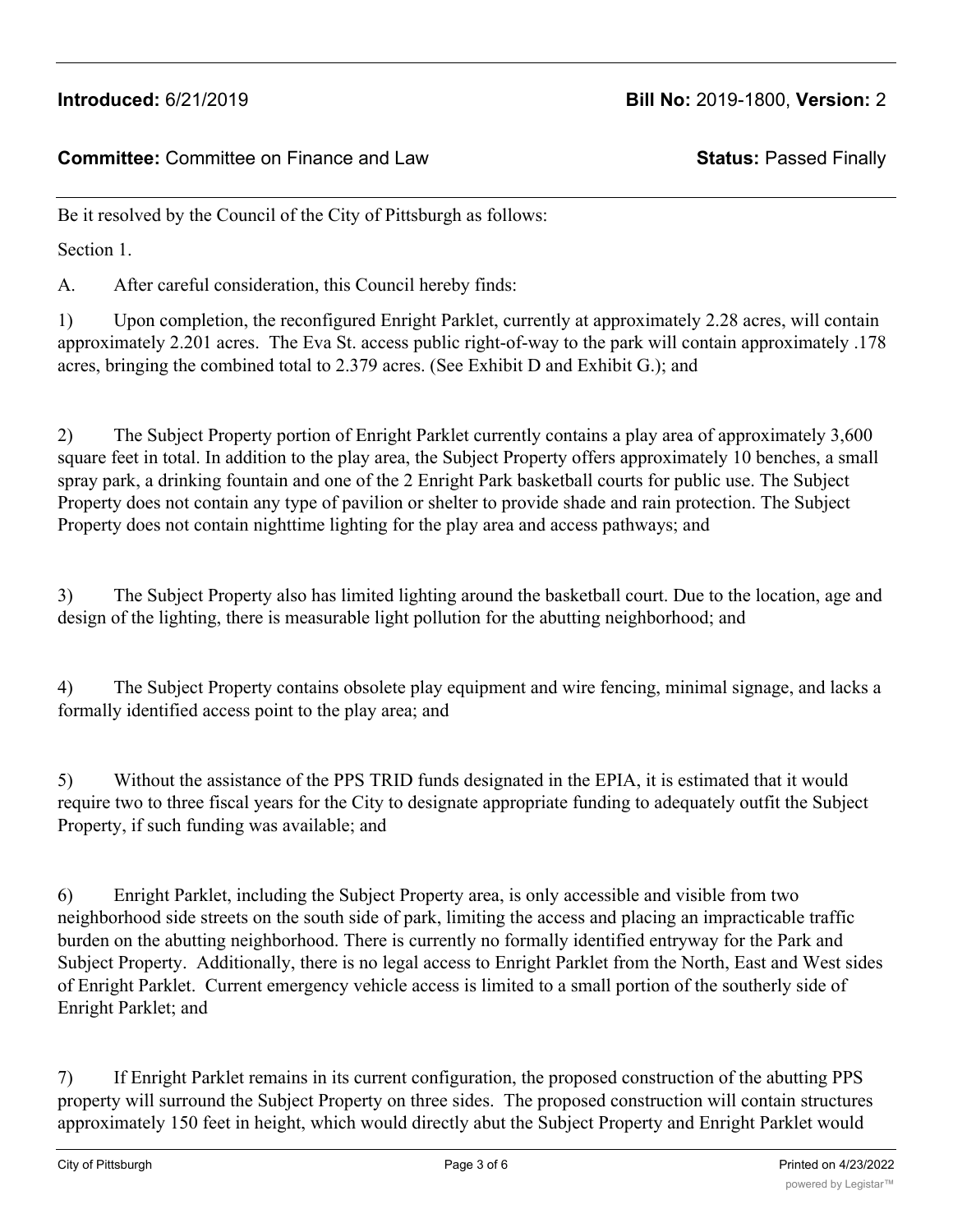**Introduced:** 6/21/2019 **Bill No:** 2019-1800, **Version:** 2

**Committee:** Committee on Finance and Law **Status:** Passed Finally

Be it resolved by the Council of the City of Pittsburgh as follows:

Section 1.

A. After careful consideration, this Council hereby finds:

1) Upon completion, the reconfigured Enright Parklet, currently at approximately 2.28 acres, will contain approximately 2.201 acres. The Eva St. access public right-of-way to the park will contain approximately .178 acres, bringing the combined total to 2.379 acres. (See Exhibit D and Exhibit G.); and

2) The Subject Property portion of Enright Parklet currently contains a play area of approximately 3,600 square feet in total. In addition to the play area, the Subject Property offers approximately 10 benches, a small spray park, a drinking fountain and one of the 2 Enright Park basketball courts for public use. The Subject Property does not contain any type of pavilion or shelter to provide shade and rain protection. The Subject Property does not contain nighttime lighting for the play area and access pathways; and

3) The Subject Property also has limited lighting around the basketball court. Due to the location, age and design of the lighting, there is measurable light pollution for the abutting neighborhood; and

4) The Subject Property contains obsolete play equipment and wire fencing, minimal signage, and lacks a formally identified access point to the play area; and

5) Without the assistance of the PPS TRID funds designated in the EPIA, it is estimated that it would require two to three fiscal years for the City to designate appropriate funding to adequately outfit the Subject Property, if such funding was available; and

6) Enright Parklet, including the Subject Property area, is only accessible and visible from two neighborhood side streets on the south side of park, limiting the access and placing an impracticable traffic burden on the abutting neighborhood. There is currently no formally identified entryway for the Park and Subject Property. Additionally, there is no legal access to Enright Parklet from the North, East and West sides of Enright Parklet. Current emergency vehicle access is limited to a small portion of the southerly side of Enright Parklet; and

7) If Enright Parklet remains in its current configuration, the proposed construction of the abutting PPS property will surround the Subject Property on three sides. The proposed construction will contain structures approximately 150 feet in height, which would directly abut the Subject Property and Enright Parklet would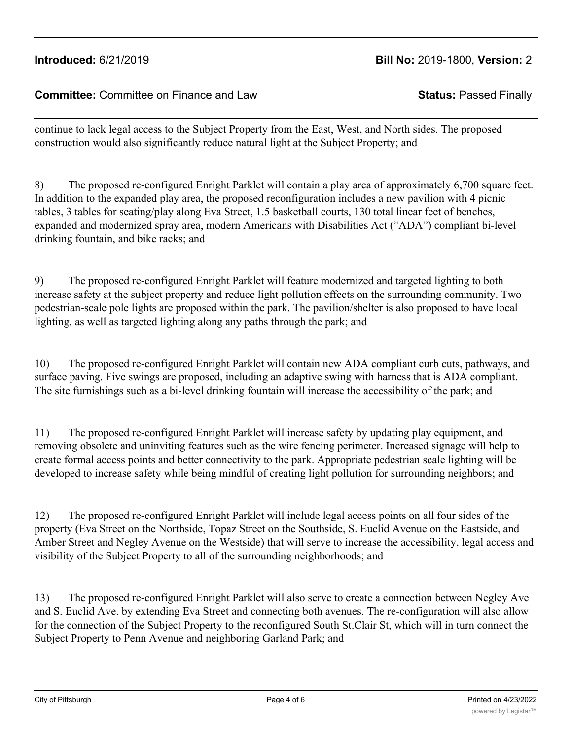continue to lack legal access to the Subject Property from the East, West, and North sides. The proposed construction would also significantly reduce natural light at the Subject Property; and

8) The proposed re-configured Enright Parklet will contain a play area of approximately 6,700 square feet. In addition to the expanded play area, the proposed reconfiguration includes a new pavilion with 4 picnic tables, 3 tables for seating/play along Eva Street, 1.5 basketball courts, 130 total linear feet of benches, expanded and modernized spray area, modern Americans with Disabilities Act ("ADA") compliant bi-level drinking fountain, and bike racks; and

9) The proposed re-configured Enright Parklet will feature modernized and targeted lighting to both increase safety at the subject property and reduce light pollution effects on the surrounding community. Two pedestrian-scale pole lights are proposed within the park. The pavilion/shelter is also proposed to have local lighting, as well as targeted lighting along any paths through the park; and

10) The proposed re-configured Enright Parklet will contain new ADA compliant curb cuts, pathways, and surface paving. Five swings are proposed, including an adaptive swing with harness that is ADA compliant. The site furnishings such as a bi-level drinking fountain will increase the accessibility of the park; and

11) The proposed re-configured Enright Parklet will increase safety by updating play equipment, and removing obsolete and uninviting features such as the wire fencing perimeter. Increased signage will help to create formal access points and better connectivity to the park. Appropriate pedestrian scale lighting will be developed to increase safety while being mindful of creating light pollution for surrounding neighbors; and

12) The proposed re-configured Enright Parklet will include legal access points on all four sides of the property (Eva Street on the Northside, Topaz Street on the Southside, S. Euclid Avenue on the Eastside, and Amber Street and Negley Avenue on the Westside) that will serve to increase the accessibility, legal access and visibility of the Subject Property to all of the surrounding neighborhoods; and

13) The proposed re-configured Enright Parklet will also serve to create a connection between Negley Ave and S. Euclid Ave. by extending Eva Street and connecting both avenues. The re-configuration will also allow for the connection of the Subject Property to the reconfigured South St.Clair St, which will in turn connect the Subject Property to Penn Avenue and neighboring Garland Park; and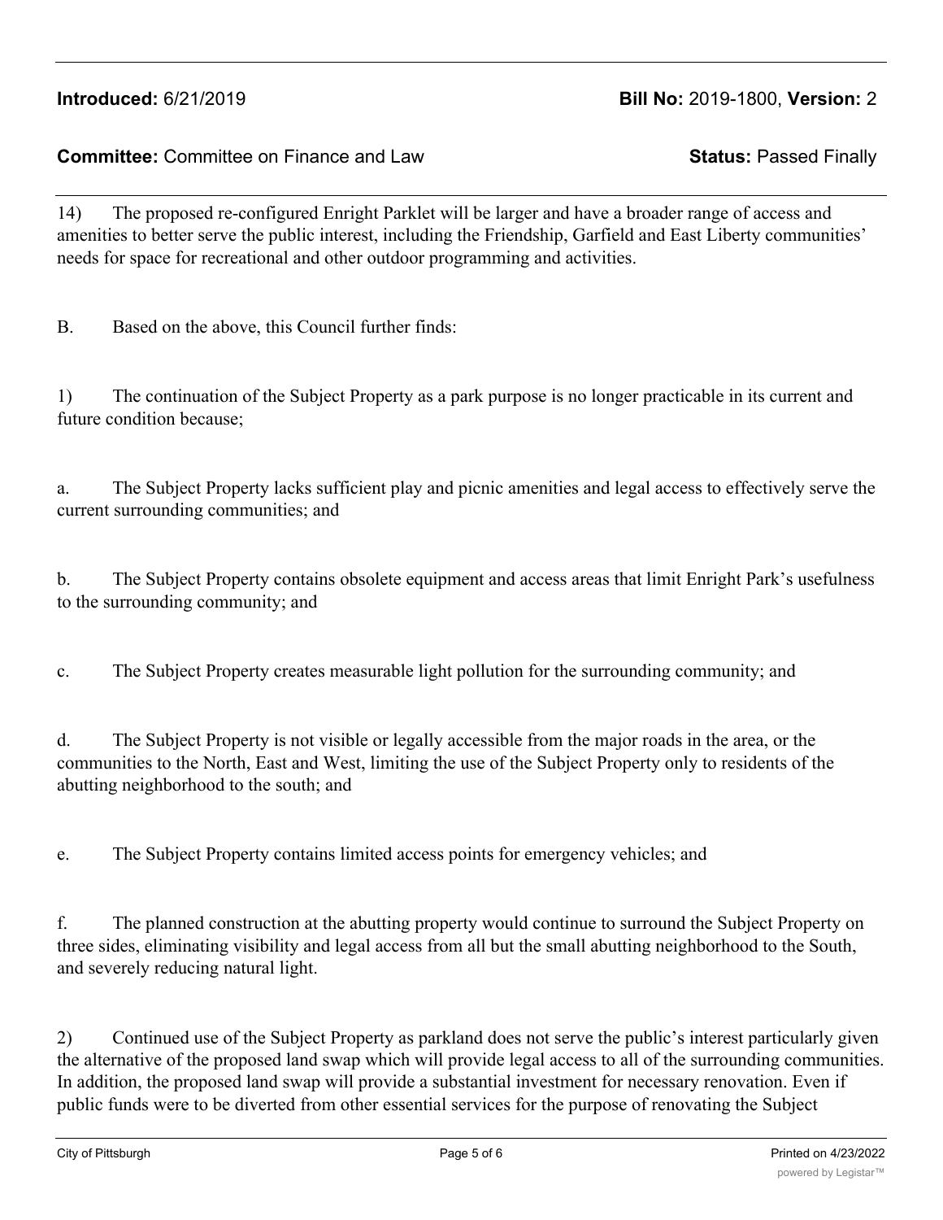14) The proposed re-configured Enright Parklet will be larger and have a broader range of access and amenities to better serve the public interest, including the Friendship, Garfield and East Liberty communities' needs for space for recreational and other outdoor programming and activities.

B. Based on the above, this Council further finds:

1) The continuation of the Subject Property as a park purpose is no longer practicable in its current and future condition because;

a. The Subject Property lacks sufficient play and picnic amenities and legal access to effectively serve the current surrounding communities; and

b. The Subject Property contains obsolete equipment and access areas that limit Enright Park's usefulness to the surrounding community; and

c. The Subject Property creates measurable light pollution for the surrounding community; and

d. The Subject Property is not visible or legally accessible from the major roads in the area, or the communities to the North, East and West, limiting the use of the Subject Property only to residents of the abutting neighborhood to the south; and

e. The Subject Property contains limited access points for emergency vehicles; and

f. The planned construction at the abutting property would continue to surround the Subject Property on three sides, eliminating visibility and legal access from all but the small abutting neighborhood to the South, and severely reducing natural light.

2) Continued use of the Subject Property as parkland does not serve the public's interest particularly given the alternative of the proposed land swap which will provide legal access to all of the surrounding communities. In addition, the proposed land swap will provide a substantial investment for necessary renovation. Even if public funds were to be diverted from other essential services for the purpose of renovating the Subject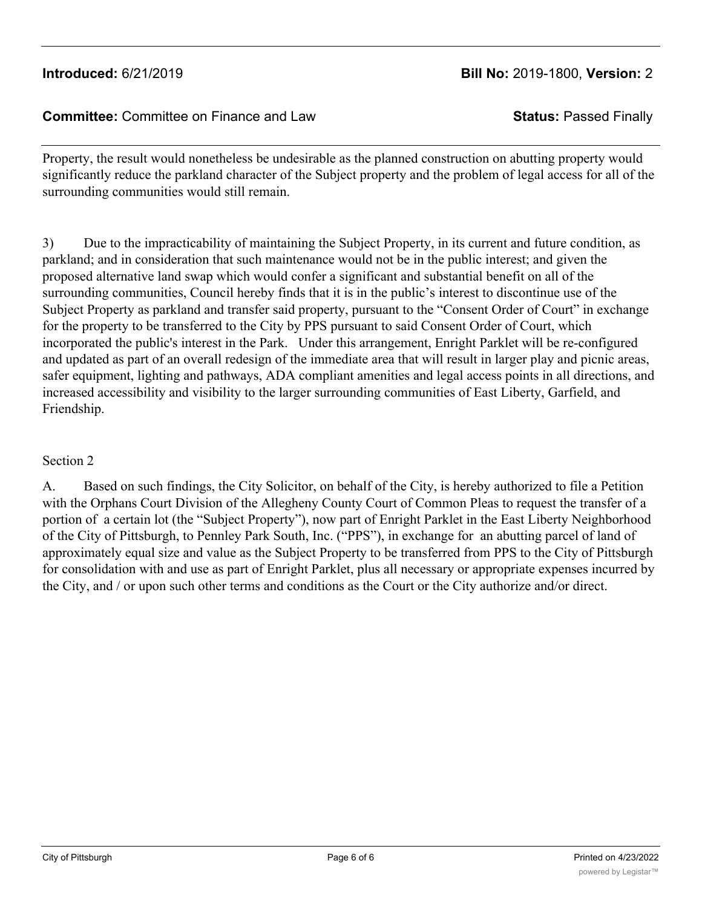Property, the result would nonetheless be undesirable as the planned construction on abutting property would significantly reduce the parkland character of the Subject property and the problem of legal access for all of the surrounding communities would still remain.

3) Due to the impracticability of maintaining the Subject Property, in its current and future condition, as parkland; and in consideration that such maintenance would not be in the public interest; and given the proposed alternative land swap which would confer a significant and substantial benefit on all of the surrounding communities, Council hereby finds that it is in the public's interest to discontinue use of the Subject Property as parkland and transfer said property, pursuant to the "Consent Order of Court" in exchange for the property to be transferred to the City by PPS pursuant to said Consent Order of Court, which incorporated the public's interest in the Park. Under this arrangement, Enright Parklet will be re-configured and updated as part of an overall redesign of the immediate area that will result in larger play and picnic areas, safer equipment, lighting and pathways, ADA compliant amenities and legal access points in all directions, and increased accessibility and visibility to the larger surrounding communities of East Liberty, Garfield, and Friendship.

Section 2

A. Based on such findings, the City Solicitor, on behalf of the City, is hereby authorized to file a Petition with the Orphans Court Division of the Allegheny County Court of Common Pleas to request the transfer of a portion of a certain lot (the "Subject Property"), now part of Enright Parklet in the East Liberty Neighborhood of the City of Pittsburgh, to Pennley Park South, Inc. ("PPS"), in exchange for an abutting parcel of land of approximately equal size and value as the Subject Property to be transferred from PPS to the City of Pittsburgh for consolidation with and use as part of Enright Parklet, plus all necessary or appropriate expenses incurred by the City, and / or upon such other terms and conditions as the Court or the City authorize and/or direct.